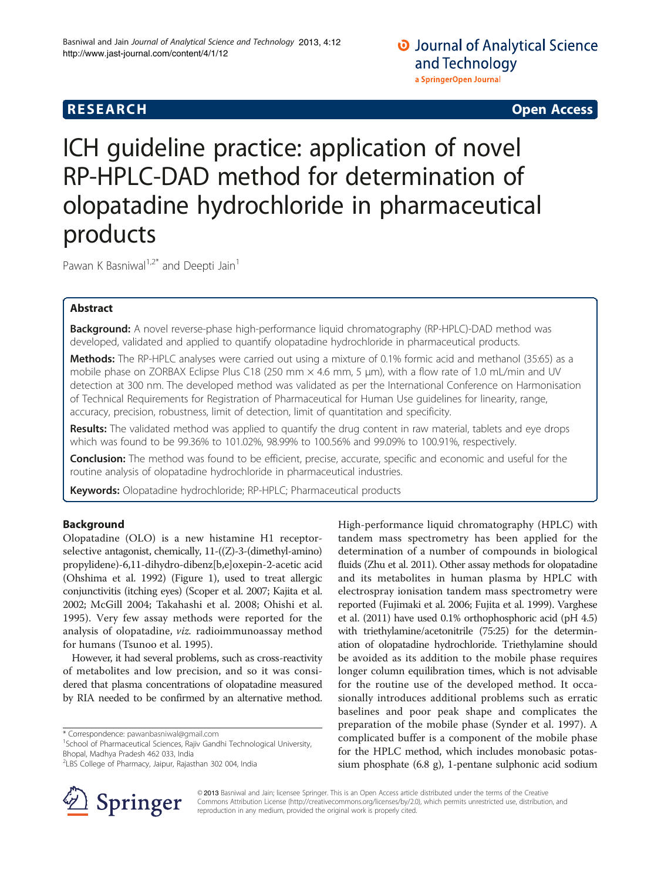RESEARCH Open Access

# ICH guideline practice: application of novel RP-HPLC-DAD method for determination of olopatadine hydrochloride in pharmaceutical products

Pawan K Basniwal[1,2*] and Deepti Jain[1]

## Abstract

**Background:** A novel reverse-phase high-performance liquid chromatography (RP-HPLC)-DAD method was developed, validated and applied to quantify olopatadine hydrochloride in pharmaceutical products.

**Methods:** The RP-HPLC analyses were carried out using a mixture of 0.1% formic acid and methanol (35:65) as a mobile phase on ZORBAX Eclipse Plus C18 (250 mm × 4.6 mm, 5 μm), with a flow rate of 1.0 mL/min and UV detection at 300 nm. The developed method was validated as per the International Conference on Harmonisation of Technical Requirements for Registration of Pharmaceutical for Human Use guidelines for linearity, range, accuracy, precision, robustness, limit of detection, limit of quantitation and specificity.

**Results:** The validated method was applied to quantify the drug content in raw material, tablets and eye drops which was found to be 99.36% to 101.02%, 98.99% to 100.56% and 99.09% to 100.91%, respectively.

**Conclusion:** The method was found to be efficient, precise, accurate, specific and economic and useful for the routine analysis of olopatadine hydrochloride in pharmaceutical industries.

**Keywords:** Olopatadine hydrochloride; RP-HPLC; Pharmaceutical products

## Background

Olopatadine (OLO) is a new histamine H1 receptor-selective antagonist, chemically, 11-((Z)-3-(dimethyl-amino) propylidene)-6,11-dihydro-dibenz[b,e]oxepin-2-acetic acid (Ohshima et al. 1992) (Figure 1), used to treat allergic conjunctivitis (itching eyes) (Scoper et al. 2007; Kajita et al. 2002; McGill 2004; Takahashi et al. 2008; Ohishi et al. 1995). Very few assay methods were reported for the analysis of olopatadine, *viz.* radioimmunoassay method for humans (Tsunoo et al. 1995).

However, it had several problems, such as cross-reactivity of metabolites and low precision, and so it was considered that plasma concentrations of olopatadine measured by RIA needed to be confirmed by an alternative method. High-performance liquid chromatography (HPLC) with tandem mass spectrometry has been applied for the determination of a number of compounds in biological fluids (Zhu et al. 2011). Other assay methods for olopatadine and its metabolites in human plasma by HPLC with electrospray ionisation tandem mass spectrometry were reported (Fujimaki et al. 2006; Fujita et al. 1999). Varghese et al. (2011) have used 0.1% orthophosphoric acid (pH 4.5) with triethylamine/acetonitrile (75:25) for the determination of olopatadine hydrochloride. Triethylamine should be avoided as its addition to the mobile phase requires longer column equilibration times, which is not advisable for the routine use of the developed method. It occasionally introduces additional problems such as erratic baselines and poor peak shape and complicates the preparation of the mobile phase (Synder et al. 1997). A complicated buffer is a component of the mobile phase for the HPLC method, which includes monobasic potassium phosphate (6.8 g), 1-pentane sulphonic acid sodium

* Correspondence: pawanbasniwal@gmail.com
[1]School of Pharmaceutical Sciences, Rajiv Gandhi Technological University, Bhopal, Madhya Pradesh 462 033, India
[2]LBS College of Pharmacy, Jaipur, Rajasthan 302 004, India

© 2013 Basniwal and Jain; licensee Springer. This is an Open Access article distributed under the terms of the Creative Commons Attribution License (http://creativecommons.org/licenses/by/2.0), which permits unrestricted use, distribution, and reproduction in any medium, provided the original work is properly cited.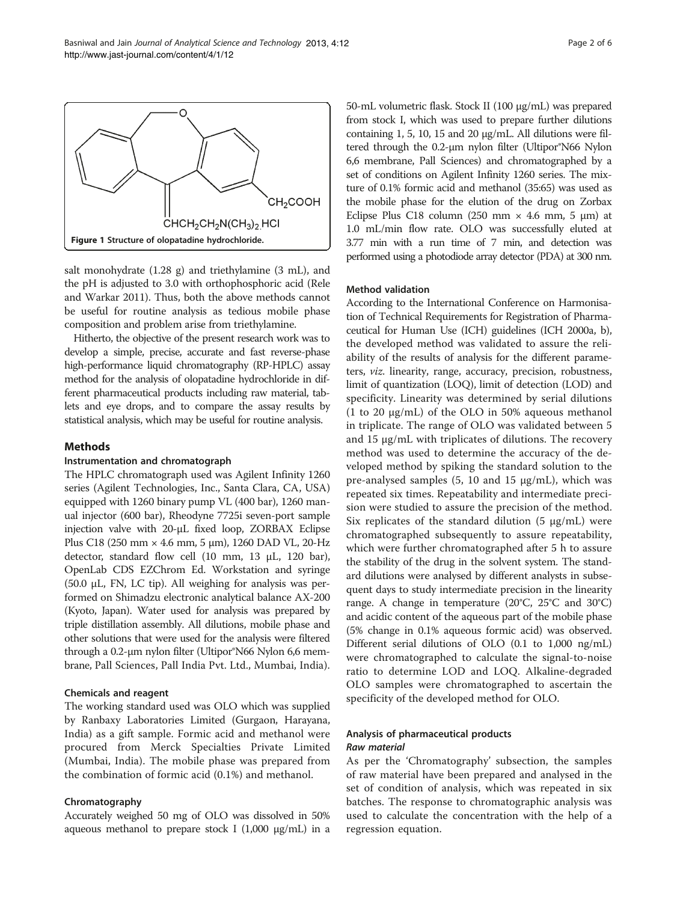Figure 1 Structure of olopatadine hydrochloride.

salt monohydrate (1.28 g) and triethylamine (3 mL), and the pH is adjusted to 3.0 with orthophosphoric acid (Rele and Warkar 2011). Thus, both the above methods cannot be useful for routine analysis as tedious mobile phase composition and problem arise from triethylamine.

Hitherto, the objective of the present research work was to develop a simple, precise, accurate and fast reverse-phase high-performance liquid chromatography (RP-HPLC) assay method for the analysis of olopatadine hydrochloride in different pharmaceutical products including raw material, tablets and eye drops, and to compare the assay results by statistical analysis, which may be useful for routine analysis.

## Methods

### Instrumentation and chromatograph

The HPLC chromatograph used was Agilent Infinity 1260 series (Agilent Technologies, Inc., Santa Clara, CA, USA) equipped with 1260 binary pump VL (400 bar), 1260 manual injector (600 bar), Rheodyne 7725i seven-port sample injection valve with 20-μL fixed loop, ZORBAX Eclipse Plus C18 (250 mm × 4.6 mm, 5 μm), 1260 DAD VL, 20-Hz detector, standard flow cell (10 mm, 13 μL, 120 bar), OpenLab CDS EZChrom Ed. Workstation and syringe (50.0 μL, FN, LC tip). All weighing for analysis was performed on Shimadzu electronic analytical balance AX-200 (Kyoto, Japan). Water used for analysis was prepared by triple distillation assembly. All dilutions, mobile phase and other solutions that were used for the analysis were filtered through a 0.2-μm nylon filter (Ultipor®N66 Nylon 6,6 membrane, Pall Sciences, Pall India Pvt. Ltd., Mumbai, India).

### Chemicals and reagent

The working standard used was OLO which was supplied by Ranbaxy Laboratories Limited (Gurgaon, Harayana, India) as a gift sample. Formic acid and methanol were procured from Merck Specialties Private Limited (Mumbai, India). The mobile phase was prepared from the combination of formic acid (0.1%) and methanol.

### Chromatography

Accurately weighed 50 mg of OLO was dissolved in 50% aqueous methanol to prepare stock I (1,000 μg/mL) in a 50-mL volumetric flask. Stock II (100 μg/mL) was prepared from stock I, which was used to prepare further dilutions containing 1, 5, 10, 15 and 20 μg/mL. All dilutions were filtered through the 0.2-μm nylon filter (Ultipor®N66 Nylon 6,6 membrane, Pall Sciences) and chromatographed by a set of conditions on Agilent Infinity 1260 series. The mixture of 0.1% formic acid and methanol (35:65) was used as the mobile phase for the elution of the drug on Zorbax Eclipse Plus C18 column (250 mm × 4.6 mm, 5 μm) at 1.0 mL/min flow rate. OLO was successfully eluted at 3.77 min with a run time of 7 min, and detection was performed using a photodiode array detector (PDA) at 300 nm.

### Method validation

According to the International Conference on Harmonisation of Technical Requirements for Registration of Pharmaceutical for Human Use (ICH) guidelines (ICH 2000a, b), the developed method was validated to assure the reliability of the results of analysis for the different parameters, *viz*. linearity, range, accuracy, precision, robustness, limit of quantization (LOQ), limit of detection (LOD) and specificity. Linearity was determined by serial dilutions (1 to 20 μg/mL) of the OLO in 50% aqueous methanol in triplicate. The range of OLO was validated between 5 and 15 μg/mL with triplicates of dilutions. The recovery method was used to determine the accuracy of the developed method by spiking the standard solution to the pre-analysed samples (5, 10 and 15 μg/mL), which was repeated six times. Repeatability and intermediate precision were studied to assure the precision of the method. Six replicates of the standard dilution (5 μg/mL) were chromatographed subsequently to assure repeatability, which were further chromatographed after 5 h to assure the stability of the drug in the solvent system. The standard dilutions were analysed by different analysts in subsequent days to study intermediate precision in the linearity range. A change in temperature (20°C, 25°C and 30°C) and acidic content of the aqueous part of the mobile phase (5% change in 0.1% aqueous formic acid) was observed. Different serial dilutions of OLO (0.1 to 1,000 ng/mL) were chromatographed to calculate the signal-to-noise ratio to determine LOD and LOQ. Alkaline-degraded OLO samples were chromatographed to ascertain the specificity of the developed method for OLO.

### Analysis of pharmaceutical products

#### *Raw material*

As per the 'Chromatography' subsection, the samples of raw material have been prepared and analysed in the set of condition of analysis, which was repeated in six batches. The response to chromatographic analysis was used to calculate the concentration with the help of a regression equation.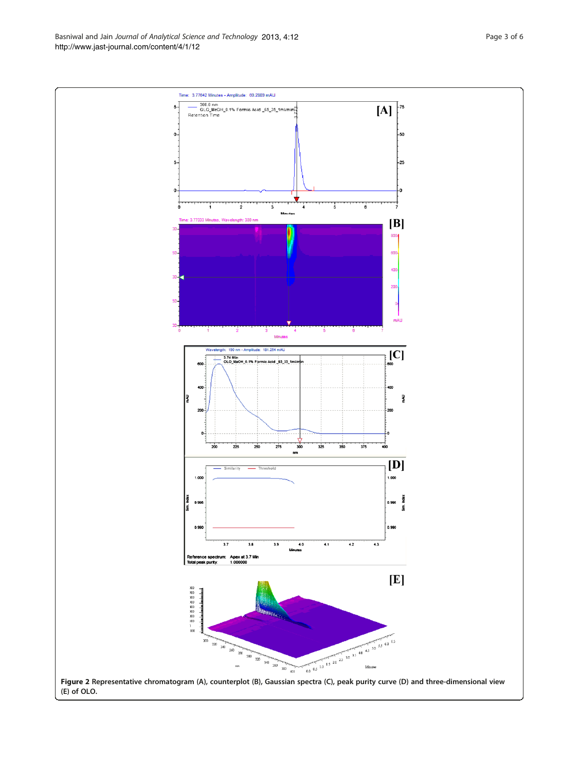**Figure 2** Representative chromatogram (A), counterplot (B), Gaussian spectra (C), peak purity curve (D) and three-dimensional view (E) of OLO.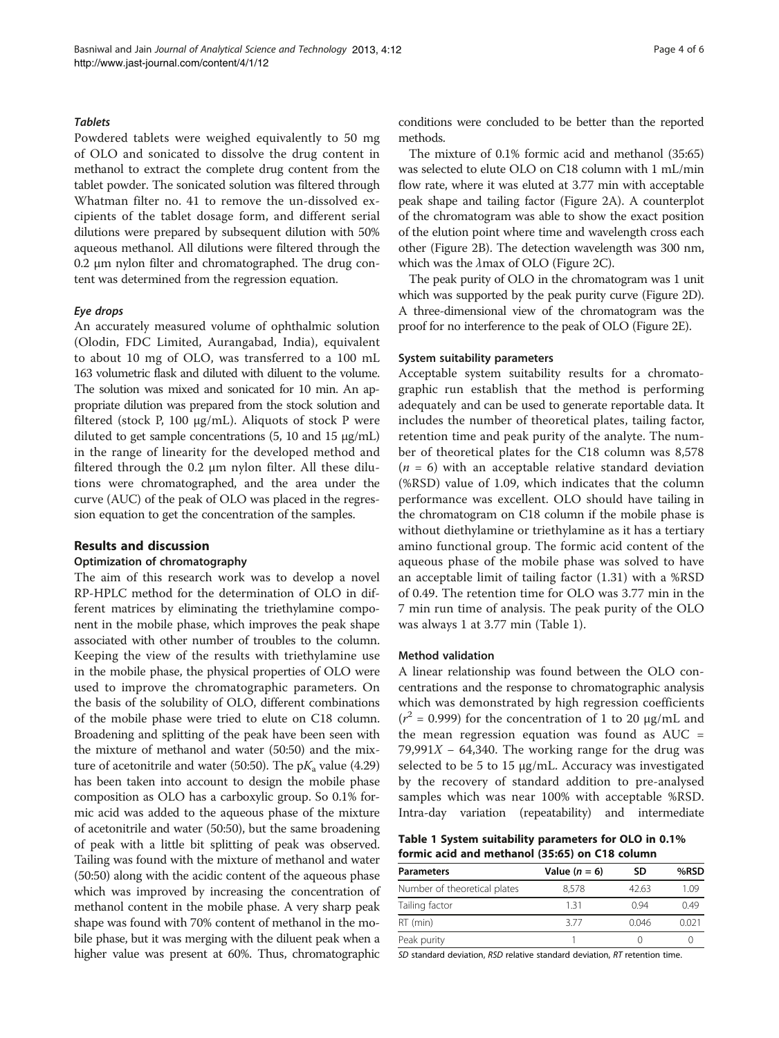#### *Tablets*

Powdered tablets were weighed equivalently to 50 mg of OLO and sonicated to dissolve the drug content in methanol to extract the complete drug content from the tablet powder. The sonicated solution was filtered through Whatman filter no. 41 to remove the un-dissolved excipients of the tablet dosage form, and different serial dilutions were prepared by subsequent dilution with 50% aqueous methanol. All dilutions were filtered through the 0.2 μm nylon filter and chromatographed. The drug content was determined from the regression equation.

#### *Eye drops*

An accurately measured volume of ophthalmic solution (Olodin, FDC Limited, Aurangabad, India), equivalent to about 10 mg of OLO, was transferred to a 100 mL 163 volumetric flask and diluted with diluent to the volume. The solution was mixed and sonicated for 10 min. An appropriate dilution was prepared from the stock solution and filtered (stock P, 100 μg/mL). Aliquots of stock P were diluted to get sample concentrations (5, 10 and 15 μg/mL) in the range of linearity for the developed method and filtered through the 0.2 μm nylon filter. All these dilutions were chromatographed, and the area under the curve (AUC) of the peak of OLO was placed in the regression equation to get the concentration of the samples.

## Results and discussion

### Optimization of chromatography

The aim of this research work was to develop a novel RP-HPLC method for the determination of OLO in different matrices by eliminating the triethylamine component in the mobile phase, which improves the peak shape associated with other number of troubles to the column. Keeping the view of the results with triethylamine use in the mobile phase, the physical properties of OLO were used to improve the chromatographic parameters. On the basis of the solubility of OLO, different combinations of the mobile phase were tried to elute on C18 column. Broadening and splitting of the peak have been seen with the mixture of methanol and water (50:50) and the mixture of acetonitrile and water (50:50). The p$K_a$ value (4.29) has been taken into account to design the mobile phase composition as OLO has a carboxylic group. So 0.1% formic acid was added to the aqueous phase of the mixture of acetonitrile and water (50:50), but the same broadening of peak with a little bit splitting of peak was observed. Tailing was found with the mixture of methanol and water (50:50) along with the acidic content of the aqueous phase which was improved by increasing the concentration of methanol content in the mobile phase. A very sharp peak shape was found with 70% content of methanol in the mobile phase, but it was merging with the diluent peak when a higher value was present at 60%. Thus, chromatographic conditions were concluded to be better than the reported methods.

The mixture of 0.1% formic acid and methanol (35:65) was selected to elute OLO on C18 column with 1 mL/min flow rate, where it was eluted at 3.77 min with acceptable peak shape and tailing factor (Figure 2A). A counterplot of the chromatogram was able to show the exact position of the elution point where time and wavelength cross each other (Figure 2B). The detection wavelength was 300 nm, which was the λmax of OLO (Figure 2C).

The peak purity of OLO in the chromatogram was 1 unit which was supported by the peak purity curve (Figure 2D). A three-dimensional view of the chromatogram was the proof for no interference to the peak of OLO (Figure 2E).

### System suitability parameters

Acceptable system suitability results for a chromatographic run establish that the method is performing adequately and can be used to generate reportable data. It includes the number of theoretical plates, tailing factor, retention time and peak purity of the analyte. The number of theoretical plates for the C18 column was 8,578 ($n$ = 6) with an acceptable relative standard deviation (%RSD) value of 1.09, which indicates that the column performance was excellent. OLO should have tailing in the chromatogram on C18 column if the mobile phase is without diethylamine or triethylamine as it has a tertiary amino functional group. The formic acid content of the aqueous phase of the mobile phase was solved to have an acceptable limit of tailing factor (1.31) with a %RSD of 0.49. The retention time for OLO was 3.77 min in the 7 min run time of analysis. The peak purity of the OLO was always 1 at 3.77 min (Table 1).

### Method validation

A linear relationship was found between the OLO concentrations and the response to chromatographic analysis which was demonstrated by high regression coefficients ($r^2$ = 0.999) for the concentration of 1 to 20 μg/mL and the mean regression equation was found as AUC = 79,991$X$ − 64,340. The working range for the drug was selected to be 5 to 15 μg/mL. Accuracy was investigated by the recovery of standard addition to pre-analysed samples which was near 100% with acceptable %RSD. Intra-day variation (repeatability) and intermediate

**Table 1 System suitability parameters for OLO in 0.1% formic acid and methanol (35:65) on C18 column**

| Parameters | Value ($n$ = 6) | SD | %RSD |
|---|---|---|---|
| Number of theoretical plates | 8,578 | 42.63 | 1.09 |
| Tailing factor | 1.31 | 0.94 | 0.49 |
| RT (min) | 3.77 | 0.046 | 0.021 |
| Peak purity | 1 | 0 | 0 |

*SD* standard deviation, *RSD* relative standard deviation, *RT* retention time.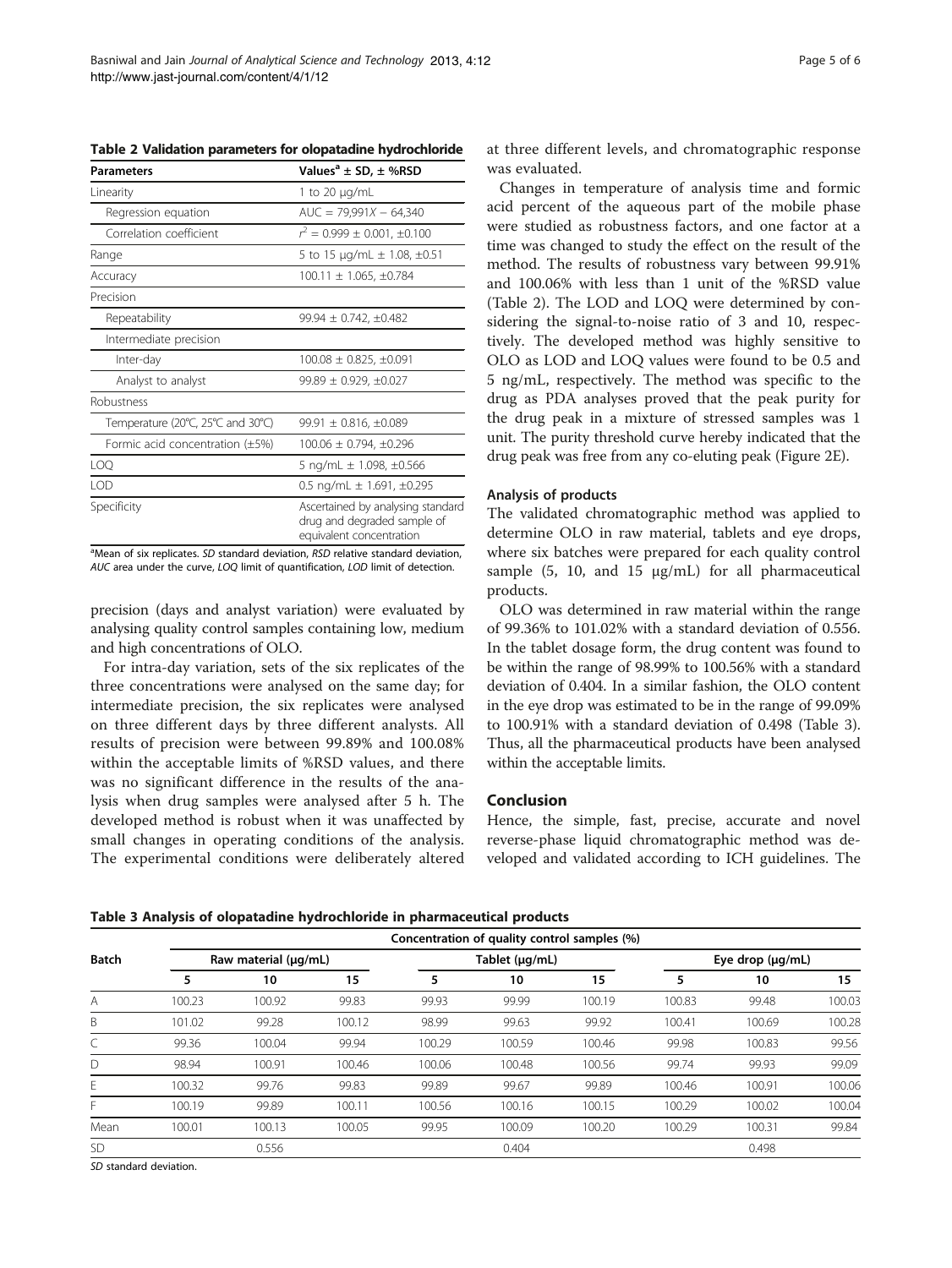**Table 2 Validation parameters for olopatadine hydrochloride**

| Parameters | Values[a] ± SD, ± %RSD |
|---|---|
| Linearity | 1 to 20 μg/mL |
| Regression equation | AUC = 79,991$X$ − 64,340 |
| Correlation coefficient | $r^2$ = 0.999 ± 0.001, ±0.100 |
| Range | 5 to 15 μg/mL ± 1.08, ±0.51 |
| Accuracy | 100.11 ± 1.065, ±0.784 |
| Precision | |
| Repeatability | 99.94 ± 0.742, ±0.482 |
| Intermediate precision | |
| Inter-day | 100.08 ± 0.825, ±0.091 |
| Analyst to analyst | 99.89 ± 0.929, ±0.027 |
| Robustness | |
| Temperature (20°C, 25°C and 30°C) | 99.91 ± 0.816, ±0.089 |
| Formic acid concentration (±5%) | 100.06 ± 0.794, ±0.296 |
| LOQ | 5 ng/mL ± 1.098, ±0.566 |
| LOD | 0.5 ng/mL ± 1.691, ±0.295 |
| Specificity | Ascertained by analysing standard drug and degraded sample of equivalent concentration |

[a]Mean of six replicates. *SD* standard deviation, *RSD* relative standard deviation, *AUC* area under the curve, *LOQ* limit of quantification, *LOD* limit of detection.

precision (days and analyst variation) were evaluated by analysing quality control samples containing low, medium and high concentrations of OLO.

For intra-day variation, sets of the six replicates of the three concentrations were analysed on the same day; for intermediate precision, the six replicates were analysed on three different days by three different analysts. All results of precision were between 99.89% and 100.08% within the acceptable limits of %RSD values, and there was no significant difference in the results of the analysis when drug samples were analysed after 5 h. The developed method is robust when it was unaffected by small changes in operating conditions of the analysis. The experimental conditions were deliberately altered at three different levels, and chromatographic response was evaluated.

Changes in temperature of analysis time and formic acid percent of the aqueous part of the mobile phase were studied as robustness factors, and one factor at a time was changed to study the effect on the result of the method. The results of robustness vary between 99.91% and 100.06% with less than 1 unit of the %RSD value (Table 2). The LOD and LOQ were determined by considering the signal-to-noise ratio of 3 and 10, respectively. The developed method was highly sensitive to OLO as LOD and LOQ values were found to be 0.5 and 5 ng/mL, respectively. The method was specific to the drug as PDA analyses proved that the peak purity for the drug peak in a mixture of stressed samples was 1 unit. The purity threshold curve hereby indicated that the drug peak was free from any co-eluting peak (Figure 2E).

### Analysis of products

The validated chromatographic method was applied to determine OLO in raw material, tablets and eye drops, where six batches were prepared for each quality control sample (5, 10, and 15 μg/mL) for all pharmaceutical products.

OLO was determined in raw material within the range of 99.36% to 101.02% with a standard deviation of 0.556. In the tablet dosage form, the drug content was found to be within the range of 98.99% to 100.56% with a standard deviation of 0.404. In a similar fashion, the OLO content in the eye drop was estimated to be in the range of 99.09% to 100.91% with a standard deviation of 0.498 (Table 3). Thus, all the pharmaceutical products have been analysed within the acceptable limits.

## Conclusion

Hence, the simple, fast, precise, accurate and novel reverse-phase liquid chromatographic method was developed and validated according to ICH guidelines. The

**Table 3 Analysis of olopatadine hydrochloride in pharmaceutical products**

| Batch | Concentration of quality control samples (%) | | | | | | | | |
|---|---|---|---|---|---|---|---|---|---|
| | Raw material (μg/mL) | | | Tablet (μg/mL) | | | Eye drop (μg/mL) | | |
| | 5 | 10 | 15 | 5 | 10 | 15 | 5 | 10 | 15 |
| A | 100.23 | 100.92 | 99.83 | 99.93 | 99.99 | 100.19 | 100.83 | 99.48 | 100.03 |
| B | 101.02 | 99.28 | 100.12 | 98.99 | 99.63 | 99.92 | 100.41 | 100.69 | 100.28 |
| C | 99.36 | 100.04 | 99.94 | 100.29 | 100.59 | 100.46 | 99.98 | 100.83 | 99.56 |
| D | 98.94 | 100.91 | 100.46 | 100.06 | 100.48 | 100.56 | 99.74 | 99.93 | 99.09 |
| E | 100.32 | 99.76 | 99.83 | 99.89 | 99.67 | 99.89 | 100.46 | 100.91 | 100.06 |
| F | 100.19 | 99.89 | 100.11 | 100.56 | 100.16 | 100.15 | 100.29 | 100.02 | 100.04 |
| Mean | 100.01 | 100.13 | 100.05 | 99.95 | 100.09 | 100.20 | 100.29 | 100.31 | 99.84 |
| SD | | 0.556 | | | 0.404 | | | 0.498 | |

*SD* standard deviation.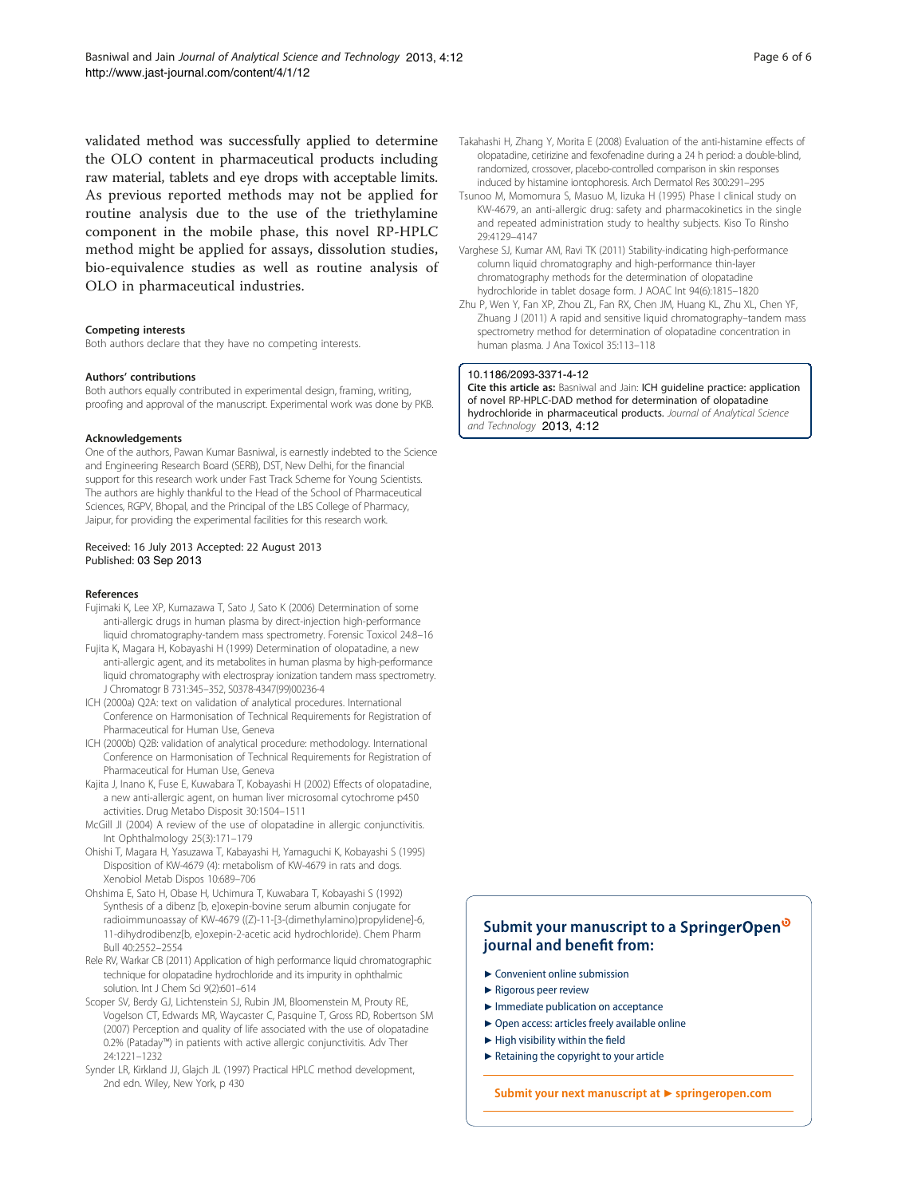validated method was successfully applied to determine the OLO content in pharmaceutical products including raw material, tablets and eye drops with acceptable limits. As previous reported methods may not be applied for routine analysis due to the use of the triethylamine component in the mobile phase, this novel RP-HPLC method might be applied for assays, dissolution studies, bio-equivalence studies as well as routine analysis of OLO in pharmaceutical industries.

#### Competing interests
Both authors declare that they have no competing interests.

#### Authors' contributions
Both authors equally contributed in experimental design, framing, writing, proofing and approval of the manuscript. Experimental work was done by PKB.

#### Acknowledgements
One of the authors, Pawan Kumar Basniwal, is earnestly indebted to the Science and Engineering Research Board (SERB), DST, New Delhi, for the financial support for this research work under Fast Track Scheme for Young Scientists. The authors are highly thankful to the Head of the School of Pharmaceutical Sciences, RGPV, Bhopal, and the Principal of the LBS College of Pharmacy, Jaipur, for providing the experimental facilities for this research work.

Received: 16 July 2013 Accepted: 22 August 2013
Published: 03 Sep 2013

#### References

- Fujimaki K, Lee XP, Kumazawa T, Sato J, Sato K (2006) Determination of some anti-allergic drugs in human plasma by direct-injection high-performance liquid chromatography-tandem mass spectrometry. Forensic Toxicol 24:8–16
- Fujita K, Magara H, Kobayashi H (1999) Determination of olopatadine, a new anti-allergic agent, and its metabolites in human plasma by high-performance liquid chromatography with electrospray ionization tandem mass spectrometry. J Chromatogr B 731:345–352, S0378-4347(99)00236-4
- ICH (2000a) Q2A: text on validation of analytical procedures. International Conference on Harmonisation of Technical Requirements for Registration of Pharmaceutical for Human Use, Geneva
- ICH (2000b) Q2B: validation of analytical procedure: methodology. International Conference on Harmonisation of Technical Requirements for Registration of Pharmaceutical for Human Use, Geneva
- Kajita J, Inano K, Fuse E, Kuwabara T, Kobayashi H (2002) Effects of olopatadine, a new anti-allergic agent, on human liver microsomal cytochrome p450 activities. Drug Metabo Disposit 30:1504–1511
- McGill JI (2004) A review of the use of olopatadine in allergic conjunctivitis. Int Ophthalmology 25(3):171–179
- Ohishi T, Magara H, Yasuzawa T, Kabayashi H, Yamaguchi K, Kobayashi S (1995) Disposition of KW-4679 (4): metabolism of KW-4679 in rats and dogs. Xenobiol Metab Dispos 10:689–706
- Ohshima E, Sato H, Obase H, Uchimura T, Kuwabara T, Kobayashi S (1992) Synthesis of a dibenz [b, e]oxepin-bovine serum albumin conjugate for radioimmunoassay of KW-4679 ((Z)-11-[3-(dimethylamino)propylidene]-6, 11-dihydrodibenz[b, e]oxepin-2-acetic acid hydrochloride). Chem Pharm Bull 40:2552–2554
- Rele RV, Warkar CB (2011) Application of high performance liquid chromatographic technique for olopatadine hydrochloride and its impurity in ophthalmic solution. Int J Chem Sci 9(2):601–614
- Scoper SV, Berdy GJ, Lichtenstein SJ, Rubin JM, Bloomenstein M, Prouty RE, Vogelson CT, Edwards MR, Waycaster C, Pasquine T, Gross RD, Robertson SM (2007) Perception and quality of life associated with the use of olopatadine 0.2% (Pataday™) in patients with active allergic conjunctivitis. Adv Ther 24:1221–1232
- Synder LR, Kirkland JJ, Glajch JL (1997) Practical HPLC method development, 2nd edn. Wiley, New York, p 430
- Takahashi H, Zhang Y, Morita E (2008) Evaluation of the anti-histamine effects of olopatadine, cetirizine and fexofenadine during a 24 h period: a double-blind, randomized, crossover, placebo-controlled comparison in skin responses induced by histamine iontophoresis. Arch Dermatol Res 300:291–295
- Tsunoo M, Momomura S, Masuo M, Iizuka H (1995) Phase I clinical study on KW-4679, an anti-allergic drug: safety and pharmacokinetics in the single and repeated administration study to healthy subjects. Kiso To Rinsho 29:4129–4147
- Varghese SJ, Kumar AM, Ravi TK (2011) Stability-indicating high-performance column liquid chromatography and high-performance thin-layer chromatography methods for the determination of olopatadine hydrochloride in tablet dosage form. J AOAC Int 94(6):1815–1820
- Zhu P, Wen Y, Fan XP, Zhou ZL, Fan RX, Chen JM, Huang KL, Zhu XL, Chen YF, Zhuang J (2011) A rapid and sensitive liquid chromatography–tandem mass spectrometry method for determination of olopatadine concentration in human plasma. J Ana Toxicol 35:113–118

10.1186/2093-3371-4-12
**Cite this article as:** Basniwal and Jain: ICH guideline practice: application of novel RP-HPLC-DAD method for determination of olopatadine hydrochloride in pharmaceutical products. *Journal of Analytical Science and Technology* 2013, 4:12

**Submit your manuscript to a SpringerOpen journal and benefit from:**

- ► Convenient online submission
- ► Rigorous peer review
- ► Immediate publication on acceptance
- ► Open access: articles freely available online
- ► High visibility within the field
- ► Retaining the copyright to your article

**Submit your next manuscript at ► springeropen.com**